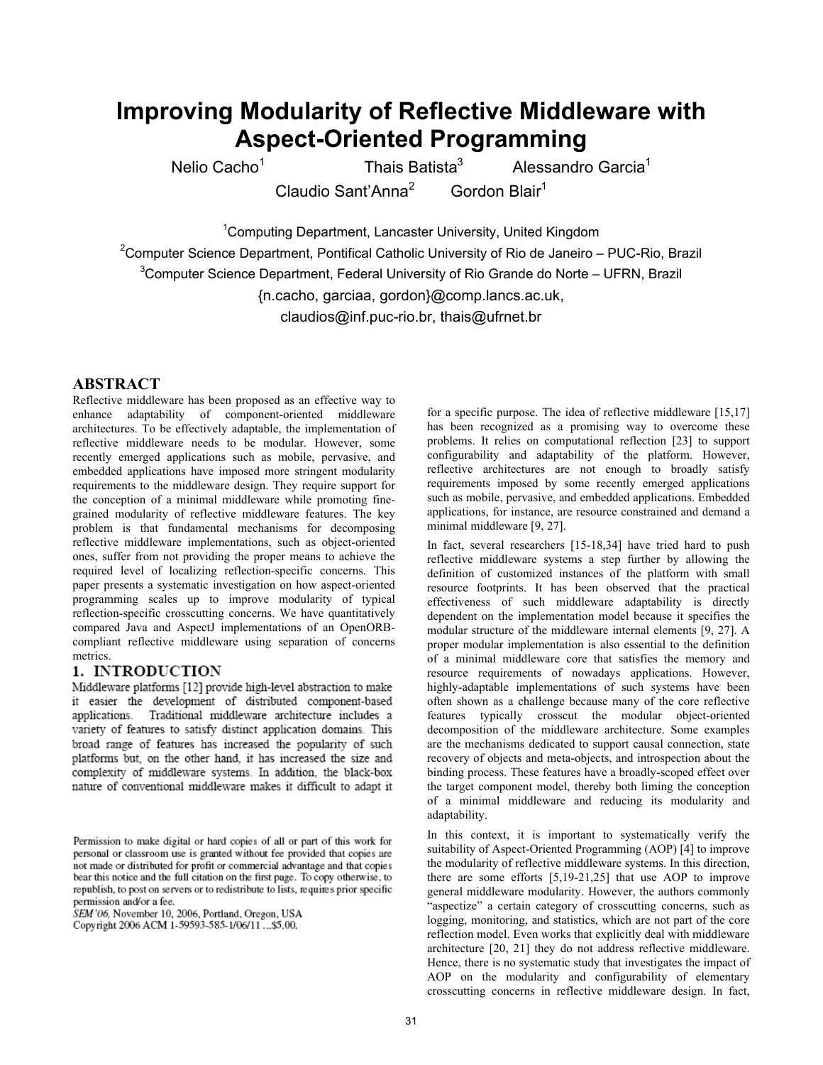# Improving Modularity of Reflective Middleware with Aspect-Oriented Programming

Nelio Cacho[1] Thais Batista[3] Alessandro Garcia[1]
Claudio Sant'Anna[2] Gordon Blair[1]

[1]Computing Department, Lancaster University, United Kingdom
[2]Computer Science Department, Pontifical Catholic University of Rio de Janeiro – PUC-Rio, Brazil
[3]Computer Science Department, Federal University of Rio Grande do Norte – UFRN, Brazil
{n.cacho, garciaa, gordon}@comp.lancs.ac.uk,
claudios@inf.puc-rio.br, thais@ufrnet.br

## ABSTRACT

Reflective middleware has been proposed as an effective way to enhance adaptability of component-oriented middleware architectures. To be effectively adaptable, the implementation of reflective middleware needs to be modular. However, some recently emerged applications such as mobile, pervasive, and embedded applications have imposed more stringent modularity requirements to the middleware design. They require support for the conception of a minimal middleware while promoting fine-grained modularity of reflective middleware features. The key problem is that fundamental mechanisms for decomposing reflective middleware implementations, such as object-oriented ones, suffer from not providing the proper means to achieve the required level of localizing reflection-specific concerns. This paper presents a systematic investigation on how aspect-oriented programming scales up to improve modularity of typical reflection-specific crosscutting concerns. We have quantitatively compared Java and AspectJ implementations of an OpenORB-compliant reflective middleware using separation of concerns metrics.

## 1. INTRODUCTION

Middleware platforms [12] provide high-level abstraction to make it easier the development of distributed component-based applications. Traditional middleware architecture includes a variety of features to satisfy distinct application domains. This broad range of features has increased the popularity of such platforms but, on the other hand, it has increased the size and complexity of middleware systems. In addition, the black-box nature of conventional middleware makes it difficult to adapt it for a specific purpose. The idea of reflective middleware [15,17] has been recognized as a promising way to overcome these problems. It relies on computational reflection [23] to support configurability and adaptability of the platform. However, reflective architectures are not enough to broadly satisfy requirements imposed by some recently emerged applications such as mobile, pervasive, and embedded applications. Embedded applications, for instance, are resource constrained and demand a minimal middleware [9, 27].

In fact, several researchers [15-18,34] have tried hard to push reflective middleware systems a step further by allowing the definition of customized instances of the platform with small resource footprints. It has been observed that the practical effectiveness of such middleware adaptability is directly dependent on the implementation model because it specifies the modular structure of the middleware internal elements [9, 27]. A proper modular implementation is also essential to the definition of a minimal middleware core that satisfies the memory and resource requirements of nowadays applications. However, highly-adaptable implementations of such systems have been often shown as a challenge because many of the core reflective features typically crosscut the modular object-oriented decomposition of the middleware architecture. Some examples are the mechanisms dedicated to support causal connection, state recovery of objects and meta-objects, and introspection about the binding process. These features have a broadly-scoped effect over the target component model, thereby both liming the conception of a minimal middleware and reducing its modularity and adaptability.

In this context, it is important to systematically verify the suitability of Aspect-Oriented Programming (AOP) [4] to improve the modularity of reflective middleware systems. In this direction, there are some efforts [5,19-21,25] that use AOP to improve general middleware modularity. However, the authors commonly "aspectize" a certain category of crosscutting concerns, such as logging, monitoring, and statistics, which are not part of the core reflection model. Even works that explicitly deal with middleware architecture [20, 21] they do not address reflective middleware. Hence, there is no systematic study that investigates the impact of AOP on the modularity and configurability of elementary crosscutting concerns in reflective middleware design. In fact,

Permission to make digital or hard copies of all or part of this work for personal or classroom use is granted without fee provided that copies are not made or distributed for profit or commercial advantage and that copies bear this notice and the full citation on the first page. To copy otherwise, to republish, to post on servers or to redistribute to lists, requires prior specific permission and/or a fee.
*SEM'06*, November 10, 2006, Portland, Oregon, USA
Copyright 2006 ACM 1-59593-585-1/06/11 ...$5.00.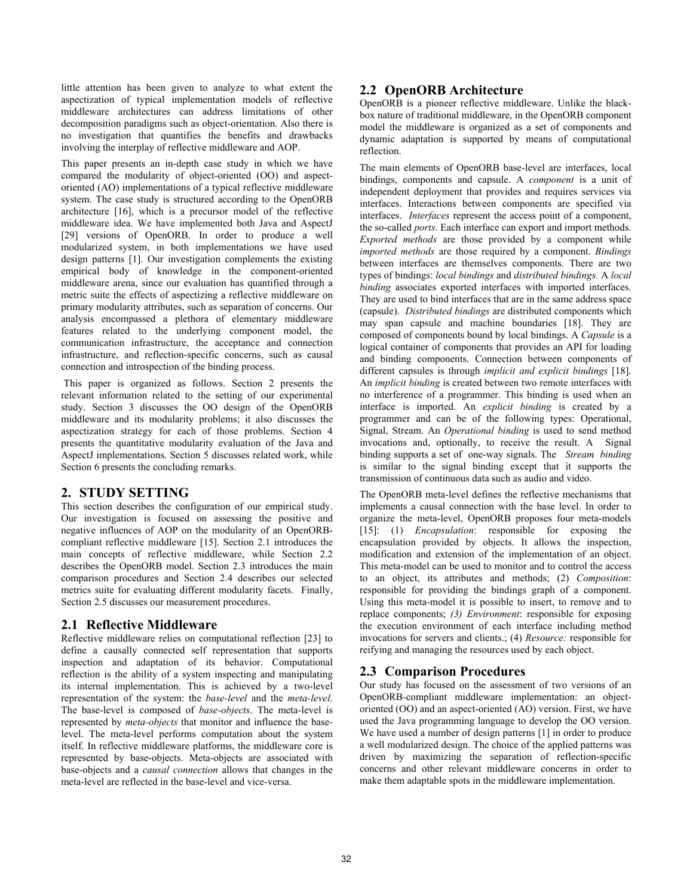little attention has been given to analyze to what extent the aspectization of typical implementation models of reflective middleware architectures can address limitations of other decomposition paradigms such as object-orientation. Also there is no investigation that quantifies the benefits and drawbacks involving the interplay of reflective middleware and AOP.

This paper presents an in-depth case study in which we have compared the modularity of object-oriented (OO) and aspect-oriented (AO) implementations of a typical reflective middleware system. The case study is structured according to the OpenORB architecture [16], which is a precursor model of the reflective middleware idea. We have implemented both Java and AspectJ [29] versions of OpenORB. In order to produce a well modularized system, in both implementations we have used design patterns [1]. Our investigation complements the existing empirical body of knowledge in the component-oriented middleware arena, since our evaluation has quantified through a metric suite the effects of aspectizing a reflective middleware on primary modularity attributes, such as separation of concerns. Our analysis encompassed a plethora of elementary middleware features related to the underlying component model, the communication infrastructure, the acceptance and connection infrastructure, and reflection-specific concerns, such as causal connection and introspection of the binding process.

This paper is organized as follows. Section 2 presents the relevant information related to the setting of our experimental study. Section 3 discusses the OO design of the OpenORB middleware and its modularity problems; it also discusses the aspectization strategy for each of those problems. Section 4 presents the quantitative modularity evaluation of the Java and AspectJ implementations. Section 5 discusses related work, while Section 6 presents the concluding remarks.

## 2. STUDY SETTING

This section describes the configuration of our empirical study. Our investigation is focused on assessing the positive and negative influences of AOP on the modularity of an OpenORB-compliant reflective middleware [15]. Section 2.1 introduces the main concepts of reflective middleware, while Section 2.2 describes the OpenORB model. Section 2.3 introduces the main comparison procedures and Section 2.4 describes our selected metrics suite for evaluating different modularity facets. Finally, Section 2.5 discusses our measurement procedures.

### 2.1 Reflective Middleware

Reflective middleware relies on computational reflection [23] to define a causally connected self representation that supports inspection and adaptation of its behavior. Computational reflection is the ability of a system inspecting and manipulating its internal implementation. This is achieved by a two-level representation of the system: the *base-level* and the *meta-level*. The base-level is composed of *base-objects*. The meta-level is represented by *meta-objects* that monitor and influence the base-level. The meta-level performs computation about the system itself. In reflective middleware platforms, the middleware core is represented by base-objects. Meta-objects are associated with base-objects and a *causal connection* allows that changes in the meta-level are reflected in the base-level and vice-versa.

### 2.2 OpenORB Architecture

OpenORB is a pioneer reflective middleware. Unlike the black-box nature of traditional middleware, in the OpenORB component model the middleware is organized as a set of components and dynamic adaptation is supported by means of computational reflection.

The main elements of OpenORB base-level are interfaces, local bindings, components and capsule. A *component* is a unit of independent deployment that provides and requires services via interfaces. Interactions between components are specified via interfaces. *Interfaces* represent the access point of a component, the so-called *ports*. Each interface can export and import methods. *Exported methods* are those provided by a component while *imported methods* are those required by a component. *Bindings* between interfaces are themselves components. There are two types of bindings: *local bindings* and *distributed bindings.* A *local binding* associates exported interfaces with imported interfaces. They are used to bind interfaces that are in the same address space (capsule). *Distributed bindings* are distributed components which may span capsule and machine boundaries [18]. They are composed of components bound by local bindings. A *Capsule* is a logical container of components that provides an API for loading and binding components. Connection between components of different capsules is through *implicit and explicit bindings* [18]. An *implicit binding* is created between two remote interfaces with no interference of a programmer. This binding is used when an interface is imported. An *explicit binding* is created by a programmer and can be of the following types: Operational, Signal, Stream. An *Operational binding* is used to send method invocations and, optionally, to receive the result. A Signal binding supports a set of one-way signals. The *Stream binding* is similar to the signal binding except that it supports the transmission of continuous data such as audio and video.

The OpenORB meta-level defines the reflective mechanisms that implements a causal connection with the base level. In order to organize the meta-level, OpenORB proposes four meta-models [15]: (1) *Encapsulation*: responsible for exposing the encapsulation provided by objects. It allows the inspection, modification and extension of the implementation of an object. This meta-model can be used to monitor and to control the access to an object, its attributes and methods; (2) *Composition*: responsible for providing the bindings graph of a component. Using this meta-model it is possible to insert, to remove and to replace components; *(3) Environment*: responsible for exposing the execution environment of each interface including method invocations for servers and clients.; (4) *Resource:* responsible for reifying and managing the resources used by each object.

### 2.3 Comparison Procedures

Our study has focused on the assessment of two versions of an OpenORB-compliant middleware implementation: an object-oriented (OO) and an aspect-oriented (AO) version. First, we have used the Java programming language to develop the OO version. We have used a number of design patterns [1] in order to produce a well modularized design. The choice of the applied patterns was driven by maximizing the separation of reflection-specific concerns and other relevant middleware concerns in order to make them adaptable spots in the middleware implementation.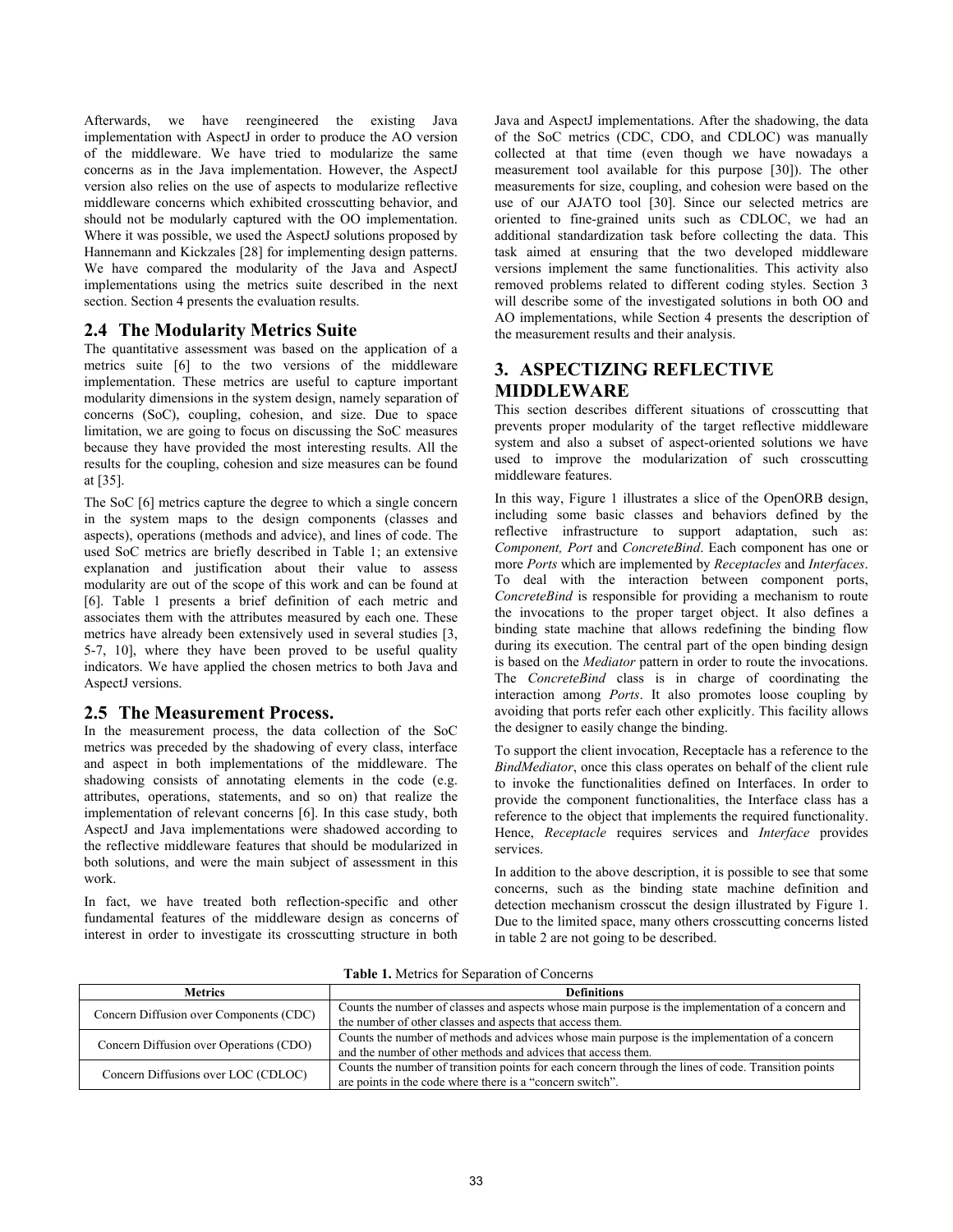Afterwards, we have reengineered the existing Java implementation with AspectJ in order to produce the AO version of the middleware. We have tried to modularize the same concerns as in the Java implementation. However, the AspectJ version also relies on the use of aspects to modularize reflective middleware concerns which exhibited crosscutting behavior, and should not be modularly captured with the OO implementation. Where it was possible, we used the AspectJ solutions proposed by Hannemann and Kickzales [28] for implementing design patterns. We have compared the modularity of the Java and AspectJ implementations using the metrics suite described in the next section. Section 4 presents the evaluation results.

### 2.4 The Modularity Metrics Suite

The quantitative assessment was based on the application of a metrics suite [6] to the two versions of the middleware implementation. These metrics are useful to capture important modularity dimensions in the system design, namely separation of concerns (SoC), coupling, cohesion, and size. Due to space limitation, we are going to focus on discussing the SoC measures because they have provided the most interesting results. All the results for the coupling, cohesion and size measures can be found at [35].

The SoC [6] metrics capture the degree to which a single concern in the system maps to the design components (classes and aspects), operations (methods and advice), and lines of code. The used SoC metrics are briefly described in Table 1; an extensive explanation and justification about their value to assess modularity are out of the scope of this work and can be found at [6]. Table 1 presents a brief definition of each metric and associates them with the attributes measured by each one. These metrics have already been extensively used in several studies [3, 5-7, 10], where they have been proved to be useful quality indicators. We have applied the chosen metrics to both Java and AspectJ versions.

### 2.5 The Measurement Process.

In the measurement process, the data collection of the SoC metrics was preceded by the shadowing of every class, interface and aspect in both implementations of the middleware. The shadowing consists of annotating elements in the code (e.g. attributes, operations, statements, and so on) that realize the implementation of relevant concerns [6]. In this case study, both AspectJ and Java implementations were shadowed according to the reflective middleware features that should be modularized in both solutions, and were the main subject of assessment in this work.

In fact, we have treated both reflection-specific and other fundamental features of the middleware design as concerns of interest in order to investigate its crosscutting structure in both Java and AspectJ implementations. After the shadowing, the data of the SoC metrics (CDC, CDO, and CDLOC) was manually collected at that time (even though we have nowadays a measurement tool available for this purpose [30]). The other measurements for size, coupling, and cohesion were based on the use of our AJATO tool [30]. Since our selected metrics are oriented to fine-grained units such as CDLOC, we had an additional standardization task before collecting the data. This task aimed at ensuring that the two developed middleware versions implement the same functionalities. This activity also removed problems related to different coding styles. Section 3 will describe some of the investigated solutions in both OO and AO implementations, while Section 4 presents the description of the measurement results and their analysis.

## 3. ASPECTIZING REFLECTIVE MIDDLEWARE

This section describes different situations of crosscutting that prevents proper modularity of the target reflective middleware system and also a subset of aspect-oriented solutions we have used to improve the modularization of such crosscutting middleware features.

In this way, Figure 1 illustrates a slice of the OpenORB design, including some basic classes and behaviors defined by the reflective infrastructure to support adaptation, such as: *Component, Port* and *ConcreteBind*. Each component has one or more *Ports* which are implemented by *Receptacles* and *Interfaces*. To deal with the interaction between component ports, *ConcreteBind* is responsible for providing a mechanism to route the invocations to the proper target object. It also defines a binding state machine that allows redefining the binding flow during its execution. The central part of the open binding design is based on the *Mediator* pattern in order to route the invocations. The *ConcreteBind* class is in charge of coordinating the interaction among *Ports*. It also promotes loose coupling by avoiding that ports refer each other explicitly. This facility allows the designer to easily change the binding.

To support the client invocation, Receptacle has a reference to the *BindMediator*, once this class operates on behalf of the client rule to invoke the functionalities defined on Interfaces. In order to provide the component functionalities, the Interface class has a reference to the object that implements the required functionality. Hence, *Receptacle* requires services and *Interface* provides services.

In addition to the above description, it is possible to see that some concerns, such as the binding state machine definition and detection mechanism crosscut the design illustrated by Figure 1. Due to the limited space, many others crosscutting concerns listed in table 2 are not going to be described.

**Table 1.** Metrics for Separation of Concerns

| Metrics | Definitions |
|---|---|
| Concern Diffusion over Components (CDC) | Counts the number of classes and aspects whose main purpose is the implementation of a concern and the number of other classes and aspects that access them. |
| Concern Diffusion over Operations (CDO) | Counts the number of methods and advices whose main purpose is the implementation of a concern and the number of other methods and advices that access them. |
| Concern Diffusions over LOC (CDLOC) | Counts the number of transition points for each concern through the lines of code. Transition points are points in the code where there is a "concern switch". |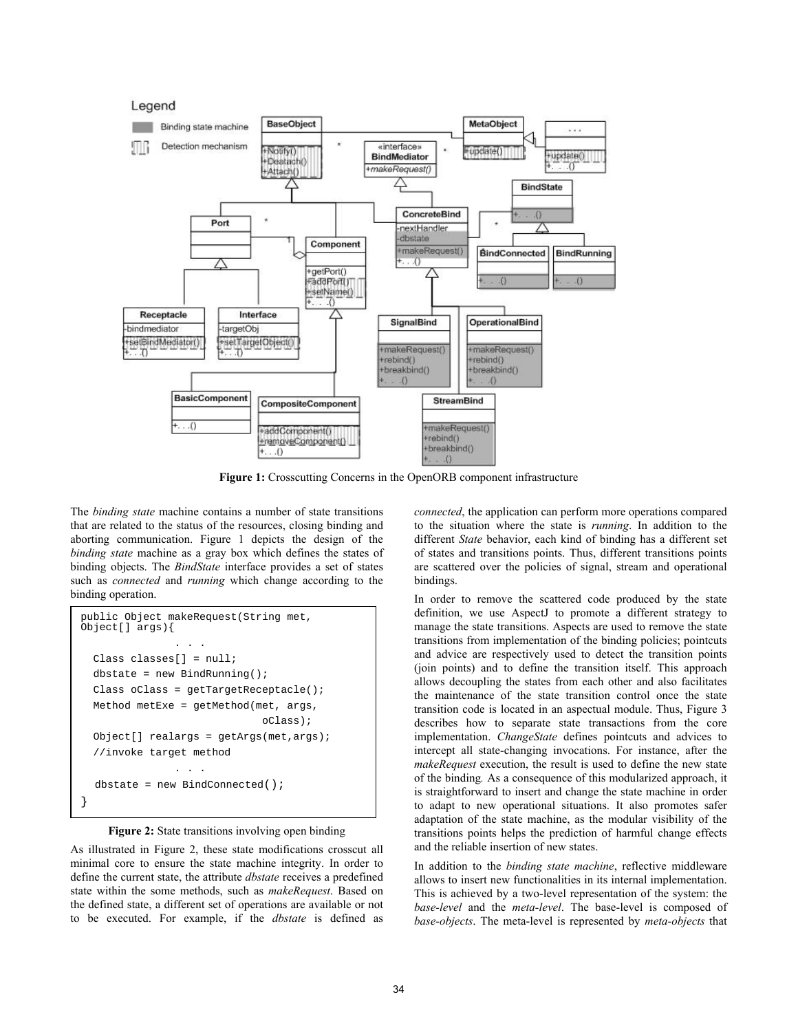**Figure 1:** Crosscutting Concerns in the OpenORB component infrastructure

The *binding state* machine contains a number of state transitions that are related to the status of the resources, closing binding and aborting communication. Figure 1 depicts the design of the *binding state* machine as a gray box which defines the states of binding objects. The *BindState* interface provides a set of states such as *connected* and *running* which change according to the binding operation.

```
public Object makeRequest(String met,
Object[] args){
              . . .
  Class classes[] = null;
  dbstate = new BindRunning();
  Class oClass = getTargetReceptacle();
  Method metExe = getMethod(met, args,
                           oClass);
  Object[] realargs = getArgs(met,args);
  //invoke target method
              . . .
  dbstate = new BindConnected();
}
```

**Figure 2:** State transitions involving open binding

As illustrated in Figure 2, these state modifications crosscut all minimal core to ensure the state machine integrity. In order to define the current state, the attribute *dbstate* receives a predefined state within the some methods, such as *makeRequest*. Based on the defined state, a different set of operations are available or not to be executed. For example, if the *dbstate* is defined as *connected*, the application can perform more operations compared to the situation where the state is *running*. In addition to the different *State* behavior, each kind of binding has a different set of states and transitions points. Thus, different transitions points are scattered over the policies of signal, stream and operational bindings.

In order to remove the scattered code produced by the state definition, we use AspectJ to promote a different strategy to manage the state transitions. Aspects are used to remove the state transitions from implementation of the binding policies; pointcuts and advice are respectively used to detect the transition points (join points) and to define the transition itself. This approach allows decoupling the states from each other and also facilitates the maintenance of the state transition control once the state transition code is located in an aspectual module. Thus, Figure 3 describes how to separate state transactions from the core implementation. *ChangeState* defines pointcuts and advices to intercept all state-changing invocations. For instance, after the *makeRequest* execution, the result is used to define the new state of the binding*.* As a consequence of this modularized approach, it is straightforward to insert and change the state machine in order to adapt to new operational situations. It also promotes safer adaptation of the state machine, as the modular visibility of the transitions points helps the prediction of harmful change effects and the reliable insertion of new states.

In addition to the *binding state machine*, reflective middleware allows to insert new functionalities in its internal implementation. This is achieved by a two-level representation of the system: the *base-level* and the *meta-level*. The base-level is composed of *base-objects*. The meta-level is represented by *meta-objects* that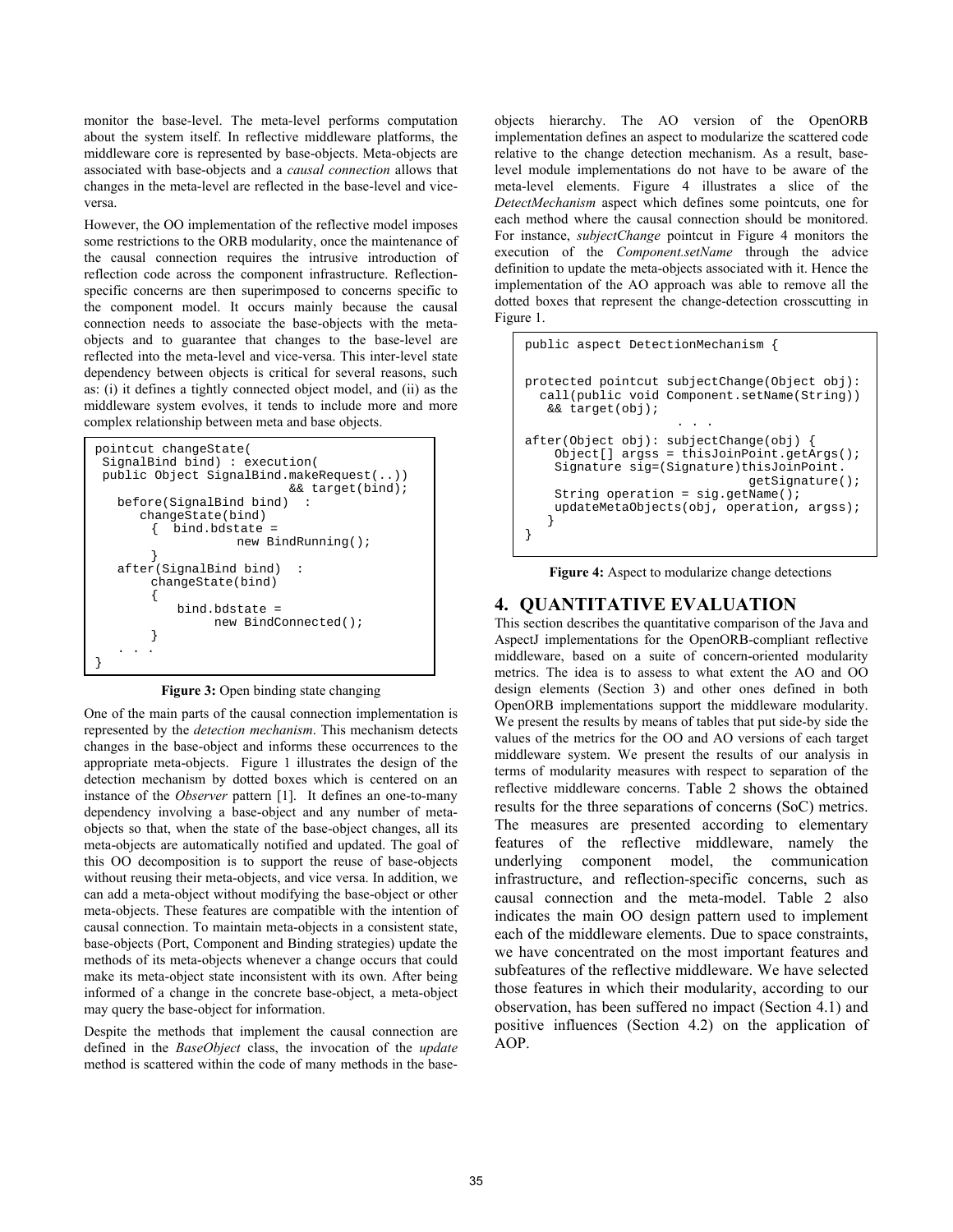monitor the base-level. The meta-level performs computation about the system itself. In reflective middleware platforms, the middleware core is represented by base-objects. Meta-objects are associated with base-objects and a *causal connection* allows that changes in the meta-level are reflected in the base-level and vice-versa.

However, the OO implementation of the reflective model imposes some restrictions to the ORB modularity, once the maintenance of the causal connection requires the intrusive introduction of reflection code across the component infrastructure. Reflection-specific concerns are then superimposed to concerns specific to the component model. It occurs mainly because the causal connection needs to associate the base-objects with the meta-objects and to guarantee that changes to the base-level are reflected into the meta-level and vice-versa. This inter-level state dependency between objects is critical for several reasons, such as: (i) it defines a tightly connected object model, and (ii) as the middleware system evolves, it tends to include more and more complex relationship between meta and base objects.

```
pointcut changeState(
 SignalBind bind) : execution(
 public Object SignalBind.makeRequest(..))
                          && target(bind);
   before(SignalBind bind)  :
      changeState(bind)
        {  bind.bdstate =
                  new BindRunning();
        }
   after(SignalBind bind)  :
        changeState(bind)
        {
            bind.bdstate =
                 new BindConnected();
        }
   . . .
}
```

**Figure 3:** Open binding state changing

One of the main parts of the causal connection implementation is represented by the *detection mechanism*. This mechanism detects changes in the base-object and informs these occurrences to the appropriate meta-objects. Figure 1 illustrates the design of the detection mechanism by dotted boxes which is centered on an instance of the *Observer* pattern [1]. It defines an one-to-many dependency involving a base-object and any number of meta-objects so that, when the state of the base-object changes, all its meta-objects are automatically notified and updated. The goal of this OO decomposition is to support the reuse of base-objects without reusing their meta-objects, and vice versa. In addition, we can add a meta-object without modifying the base-object or other meta-objects. These features are compatible with the intention of causal connection. To maintain meta-objects in a consistent state, base-objects (Port, Component and Binding strategies) update the methods of its meta-objects whenever a change occurs that could make its meta-object state inconsistent with its own. After being informed of a change in the concrete base-object, a meta-object may query the base-object for information.

Despite the methods that implement the causal connection are defined in the *BaseObject* class, the invocation of the *update* method is scattered within the code of many methods in the base-objects hierarchy. The AO version of the OpenORB implementation defines an aspect to modularize the scattered code relative to the change detection mechanism. As a result, base-level module implementations do not have to be aware of the meta-level elements. Figure 4 illustrates a slice of the *DetectMechanism* aspect which defines some pointcuts, one for each method where the causal connection should be monitored. For instance, *subjectChange* pointcut in Figure 4 monitors the execution of the *Component.setName* through the advice definition to update the meta-objects associated with it. Hence the implementation of the AO approach was able to remove all the dotted boxes that represent the change-detection crosscutting in Figure 1.

```
public aspect DetectionMechanism {


protected pointcut subjectChange(Object obj):
  call(public void Component.setName(String))
   && target(obj);
                     . . .
after(Object obj): subjectChange(obj) {
     Object[] argss = thisJoinPoint.getArgs();
     Signature sig=(Signature)thisJoinPoint.
                               getSignature();
     String operation = sig.getName();
     updateMetaObjects(obj, operation, argss);
    }
}
```

**Figure 4:** Aspect to modularize change detections

## 4. QUANTITATIVE EVALUATION

This section describes the quantitative comparison of the Java and AspectJ implementations for the OpenORB-compliant reflective middleware, based on a suite of concern-oriented modularity metrics. The idea is to assess to what extent the AO and OO design elements (Section 3) and other ones defined in both OpenORB implementations support the middleware modularity. We present the results by means of tables that put side-by side the values of the metrics for the OO and AO versions of each target middleware system. We present the results of our analysis in terms of modularity measures with respect to separation of the reflective middleware concerns. Table 2 shows the obtained results for the three separations of concerns (SoC) metrics. The measures are presented according to elementary features of the reflective middleware, namely the underlying component model, the communication infrastructure, and reflection-specific concerns, such as causal connection and the meta-model. Table 2 also indicates the main OO design pattern used to implement each of the middleware elements. Due to space constraints, we have concentrated on the most important features and subfeatures of the reflective middleware. We have selected those features in which their modularity, according to our observation, has been suffered no impact (Section 4.1) and positive influences (Section 4.2) on the application of AOP.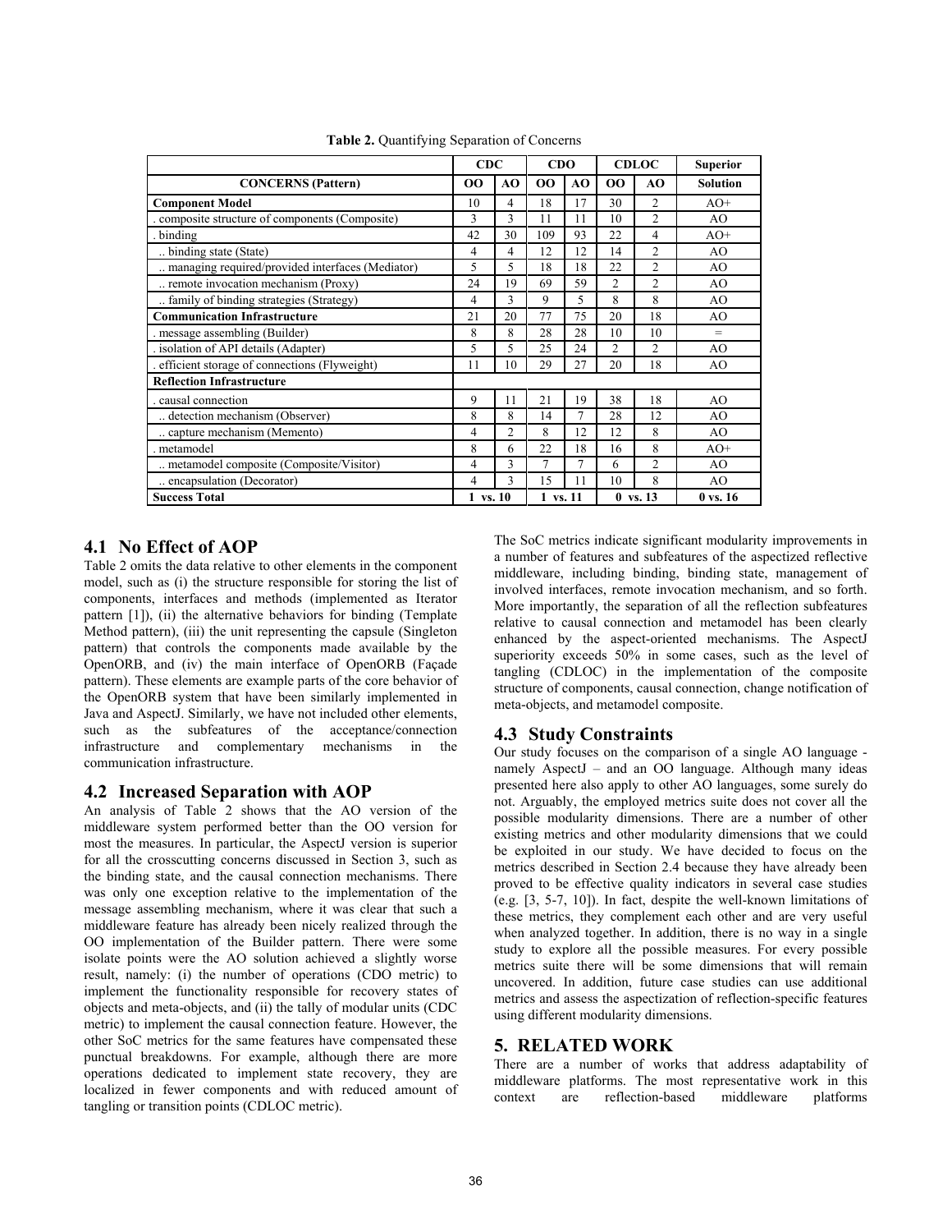**Table 2.** Quantifying Separation of Concerns

| | CDC | | CDO | | CDLOC | | Superior |
|---|---|---|---|---|---|---|---|
| **CONCERNS (Pattern)** | **OO** | **AO** | **OO** | **AO** | **OO** | **AO** | **Solution** |
| **Component Model** | 10 | 4 | 18 | 17 | 30 | 2 | AO+ |
| . composite structure of components (Composite) | 3 | 3 | 11 | 11 | 10 | 2 | AO |
| . binding | 42 | 30 | 109 | 93 | 22 | 4 | AO+ |
| .. binding state (State) | 4 | 4 | 12 | 12 | 14 | 2 | AO |
| .. managing required/provided interfaces (Mediator) | 5 | 5 | 18 | 18 | 22 | 2 | AO |
| .. remote invocation mechanism (Proxy) | 24 | 19 | 69 | 59 | 2 | 2 | AO |
| .. family of binding strategies (Strategy) | 4 | 3 | 9 | 5 | 8 | 8 | AO |
| **Communication Infrastructure** | 21 | 20 | 77 | 75 | 20 | 18 | AO |
| . message assembling (Builder) | 8 | 8 | 28 | 28 | 10 | 10 | = |
| . isolation of API details (Adapter) | 5 | 5 | 25 | 24 | 2 | 2 | AO |
| . efficient storage of connections (Flyweight) | 11 | 10 | 29 | 27 | 20 | 18 | AO |
| **Reflection Infrastructure** | | | | | | | |
| . causal connection | 9 | 11 | 21 | 19 | 38 | 18 | AO |
| .. detection mechanism (Observer) | 8 | 8 | 14 | 7 | 28 | 12 | AO |
| .. capture mechanism (Memento) | 4 | 2 | 8 | 12 | 12 | 8 | AO |
| . metamodel | 8 | 6 | 22 | 18 | 16 | 8 | AO+ |
| .. metamodel composite (Composite/Visitor) | 4 | 3 | 7 | 7 | 6 | 2 | AO |
| .. encapsulation (Decorator) | 4 | 3 | 15 | 11 | 10 | 8 | AO |
| **Success Total** | **1 vs. 10** | | **1 vs. 11** | | **0 vs. 13** | | **0 vs. 16** |

## 4.1 No Effect of AOP

Table 2 omits the data relative to other elements in the component model, such as (i) the structure responsible for storing the list of components, interfaces and methods (implemented as Iterator pattern [1]), (ii) the alternative behaviors for binding (Template Method pattern), (iii) the unit representing the capsule (Singleton pattern) that controls the components made available by the OpenORB, and (iv) the main interface of OpenORB (Façade pattern). These elements are example parts of the core behavior of the OpenORB system that have been similarly implemented in Java and AspectJ. Similarly, we have not included other elements, such as the subfeatures of the acceptance/connection infrastructure and complementary mechanisms in the communication infrastructure.

## 4.2 Increased Separation with AOP

An analysis of Table 2 shows that the AO version of the middleware system performed better than the OO version for most the measures. In particular, the AspectJ version is superior for all the crosscutting concerns discussed in Section 3, such as the binding state, and the causal connection mechanisms. There was only one exception relative to the implementation of the message assembling mechanism, where it was clear that such a middleware feature has already been nicely realized through the OO implementation of the Builder pattern. There were some isolate points were the AO solution achieved a slightly worse result, namely: (i) the number of operations (CDO metric) to implement the functionality responsible for recovery states of objects and meta-objects, and (ii) the tally of modular units (CDC metric) to implement the causal connection feature. However, the other SoC metrics for the same features have compensated these punctual breakdowns. For example, although there are more operations dedicated to implement state recovery, they are localized in fewer components and with reduced amount of tangling or transition points (CDLOC metric).

The SoC metrics indicate significant modularity improvements in a number of features and subfeatures of the aspectized reflective middleware, including binding, binding state, management of involved interfaces, remote invocation mechanism, and so forth. More importantly, the separation of all the reflection subfeatures relative to causal connection and metamodel has been clearly enhanced by the aspect-oriented mechanisms. The AspectJ superiority exceeds 50% in some cases, such as the level of tangling (CDLOC) in the implementation of the composite structure of components, causal connection, change notification of meta-objects, and metamodel composite.

## 4.3 Study Constraints

Our study focuses on the comparison of a single AO language - namely AspectJ – and an OO language. Although many ideas presented here also apply to other AO languages, some surely do not. Arguably, the employed metrics suite does not cover all the possible modularity dimensions. There are a number of other existing metrics and other modularity dimensions that we could be exploited in our study. We have decided to focus on the metrics described in Section 2.4 because they have already been proved to be effective quality indicators in several case studies (e.g. [3, 5-7, 10]). In fact, despite the well-known limitations of these metrics, they complement each other and are very useful when analyzed together. In addition, there is no way in a single study to explore all the possible measures. For every possible metrics suite there will be some dimensions that will remain uncovered. In addition, future case studies can use additional metrics and assess the aspectization of reflection-specific features using different modularity dimensions.

# 5. RELATED WORK

There are a number of works that address adaptability of middleware platforms. The most representative work in this context are reflection-based middleware platforms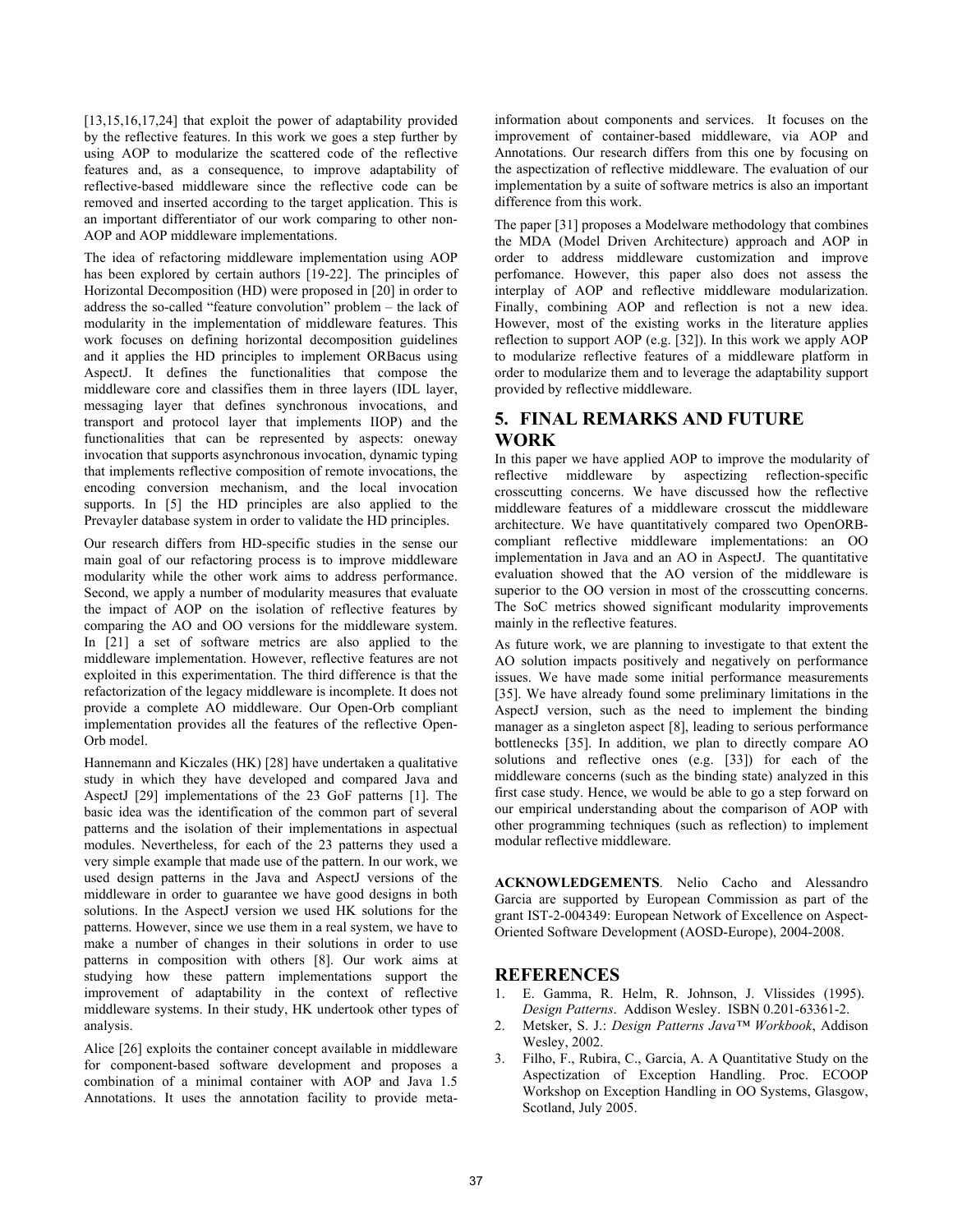[13,15,16,17,24] that exploit the power of adaptability provided by the reflective features. In this work we goes a step further by using AOP to modularize the scattered code of the reflective features and, as a consequence, to improve adaptability of reflective-based middleware since the reflective code can be removed and inserted according to the target application. This is an important differentiator of our work comparing to other non-AOP and AOP middleware implementations.

The idea of refactoring middleware implementation using AOP has been explored by certain authors [19-22]. The principles of Horizontal Decomposition (HD) were proposed in [20] in order to address the so-called "feature convolution" problem – the lack of modularity in the implementation of middleware features. This work focuses on defining horizontal decomposition guidelines and it applies the HD principles to implement ORBacus using AspectJ. It defines the functionalities that compose the middleware core and classifies them in three layers (IDL layer, messaging layer that defines synchronous invocations, and transport and protocol layer that implements IIOP) and the functionalities that can be represented by aspects: oneway invocation that supports asynchronous invocation, dynamic typing that implements reflective composition of remote invocations, the encoding conversion mechanism, and the local invocation supports. In [5] the HD principles are also applied to the Prevayler database system in order to validate the HD principles.

Our research differs from HD-specific studies in the sense our main goal of our refactoring process is to improve middleware modularity while the other work aims to address performance. Second, we apply a number of modularity measures that evaluate the impact of AOP on the isolation of reflective features by comparing the AO and OO versions for the middleware system. In [21] a set of software metrics are also applied to the middleware implementation. However, reflective features are not exploited in this experimentation. The third difference is that the refactorization of the legacy middleware is incomplete. It does not provide a complete AO middleware. Our Open-Orb compliant implementation provides all the features of the reflective Open-Orb model.

Hannemann and Kiczales (HK) [28] have undertaken a qualitative study in which they have developed and compared Java and AspectJ [29] implementations of the 23 GoF patterns [1]. The basic idea was the identification of the common part of several patterns and the isolation of their implementations in aspectual modules. Nevertheless, for each of the 23 patterns they used a very simple example that made use of the pattern. In our work, we used design patterns in the Java and AspectJ versions of the middleware in order to guarantee we have good designs in both solutions. In the AspectJ version we used HK solutions for the patterns. However, since we use them in a real system, we have to make a number of changes in their solutions in order to use patterns in composition with others [8]. Our work aims at studying how these pattern implementations support the improvement of adaptability in the context of reflective middleware systems. In their study, HK undertook other types of analysis.

Alice [26] exploits the container concept available in middleware for component-based software development and proposes a combination of a minimal container with AOP and Java 1.5 Annotations. It uses the annotation facility to provide meta-information about components and services. It focuses on the improvement of container-based middleware, via AOP and Annotations. Our research differs from this one by focusing on the aspectization of reflective middleware. The evaluation of our implementation by a suite of software metrics is also an important difference from this work.

The paper [31] proposes a Modelware methodology that combines the MDA (Model Driven Architecture) approach and AOP in order to address middleware customization and improve perfomance. However, this paper also does not assess the interplay of AOP and reflective middleware modularization. Finally, combining AOP and reflection is not a new idea. However, most of the existing works in the literature applies reflection to support AOP (e.g. [32]). In this work we apply AOP to modularize reflective features of a middleware platform in order to modularize them and to leverage the adaptability support provided by reflective middleware.

## 5. FINAL REMARKS AND FUTURE WORK

In this paper we have applied AOP to improve the modularity of reflective middleware by aspectizing reflection-specific crosscutting concerns. We have discussed how the reflective middleware features of a middleware crosscut the middleware architecture. We have quantitatively compared two OpenORB-compliant reflective middleware implementations: an OO implementation in Java and an AO in AspectJ. The quantitative evaluation showed that the AO version of the middleware is superior to the OO version in most of the crosscutting concerns. The SoC metrics showed significant modularity improvements mainly in the reflective features.

As future work, we are planning to investigate to that extent the AO solution impacts positively and negatively on performance issues. We have made some initial performance measurements [35]. We have already found some preliminary limitations in the AspectJ version, such as the need to implement the binding manager as a singleton aspect [8], leading to serious performance bottlenecks [35]. In addition, we plan to directly compare AO solutions and reflective ones (e.g. [33]) for each of the middleware concerns (such as the binding state) analyzed in this first case study. Hence, we would be able to go a step forward on our empirical understanding about the comparison of AOP with other programming techniques (such as reflection) to implement modular reflective middleware.

**ACKNOWLEDGEMENTS**. Nelio Cacho and Alessandro Garcia are supported by European Commission as part of the grant IST-2-004349: European Network of Excellence on Aspect-Oriented Software Development (AOSD-Europe), 2004-2008.

## REFERENCES

1. E. Gamma, R. Helm, R. Johnson, J. Vlissides (1995). *Design Patterns*. Addison Wesley. ISBN 0.201-63361-2.
2. Metsker, S. J.: *Design Patterns Java™ Workbook*, Addison Wesley, 2002.
3. Filho, F., Rubira, C., Garcia, A. A Quantitative Study on the Aspectization of Exception Handling. Proc. ECOOP Workshop on Exception Handling in OO Systems, Glasgow, Scotland, July 2005.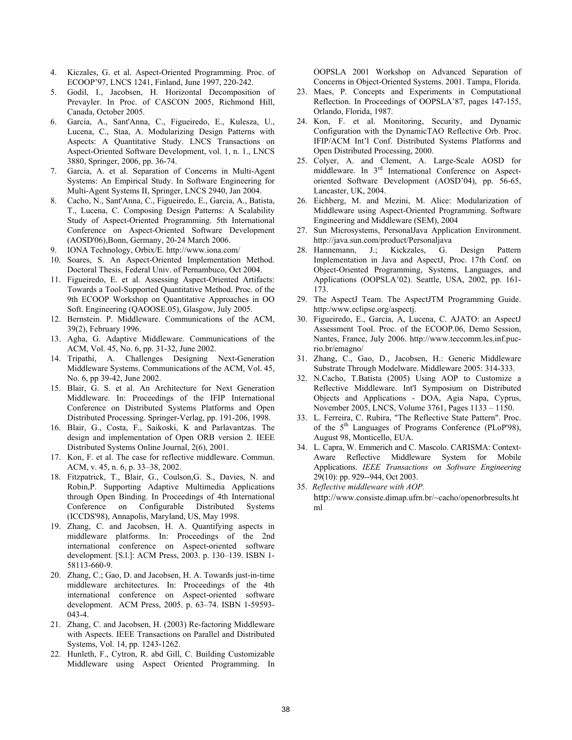4. Kiczales, G. et al. Aspect-Oriented Programming. Proc. of ECOOP'97, LNCS 1241, Finland, June 1997, 220-242.
5. Godil, I., Jacobsen, H. Horizontal Decomposition of Prevayler. In Proc. of CASCON 2005, Richmond Hill, Canada, October 2005.
6. Garcia, A., Sant'Anna, C., Figueiredo, E., Kulesza, U., Lucena, C., Staa, A. Modularizing Design Patterns with Aspects: A Quantitative Study. LNCS Transactions on Aspect-Oriented Software Development, vol. 1, n. 1., LNCS 3880, Springer, 2006, pp. 36-74.
7. Garcia, A. et al. Separation of Concerns in Multi-Agent Systems: An Empirical Study. In Software Engineering for Multi-Agent Systems II, Springer, LNCS 2940, Jan 2004.
8. Cacho, N., Sant'Anna, C., Figueiredo, E., Garcia, A., Batista, T., Lucena, C. Composing Design Patterns: A Scalability Study of Aspect-Oriented Programming. 5th International Conference on Aspect-Oriented Software Development (AOSD'06),Bonn, Germany, 20-24 March 2006.
9. IONA Technology, Orbix/E. http://www.iona.com/
10. Soares, S. An Aspect-Oriented Implementation Method. Doctoral Thesis, Federal Univ. of Pernambuco, Oct 2004.
11. Figueiredo, E. et al. Assessing Aspect-Oriented Artifacts: Towards a Tool-Supported Quantitative Method. Proc. of the 9th ECOOP Workshop on Quantitative Approaches in OO Soft. Engineering (QAOOSE.05), Glasgow, July 2005.
12. Bernstein. P. Middleware. Communications of the ACM, 39(2), February 1996.
13. Agha, G. Adaptive Middleware. Communications of the ACM, Vol. 45, No. 6, pp. 31-32, June 2002.
14. Tripathi, A. Challenges Designing Next-Generation Middleware Systems. Communications of the ACM, Vol. 45, No. 6, pp 39-42, June 2002.
15. Blair, G. S. et al. An Architecture for Next Generation Middleware. In: Proceedings of the IFIP International Conference on Distributed Systems Platforms and Open Distributed Processing. Springer-Verlag, pp. 191-206, 1998.
16. Blair, G., Costa, F., Saikoski, K and Parlavantzas. The design and implementation of Open ORB version 2. IEEE Distributed Systems Online Journal, 2(6), 2001.
17. Kon, F. et al. The case for reflective middleware. Commun. ACM, v. 45, n. 6, p. 33–38, 2002.
18. Fitzpatrick, T., Blair, G., Coulson,G. S., Davies, N. and Robin,P. Supporting Adaptive Multimedia Applications through Open Binding. In Proceedings of 4th International Conference on Configurable Distributed Systems (ICCDS'98), Annapolis, Maryland, US, May 1998.
19. Zhang, C. and Jacobsen, H. A. Quantifying aspects in middleware platforms. In: Proceedings of the 2nd international conference on Aspect-oriented software development. [S.l.]: ACM Press, 2003. p. 130–139. ISBN 1-58113-660-9.
20. Zhang, C.; Gao, D. and Jacobsen, H. A. Towards just-in-time middleware architectures. In: Proceedings of the 4th international conference on Aspect-oriented software development. ACM Press, 2005. p. 63–74. ISBN 1-59593-043-4.
21. Zhang, C. and Jacobsen, H. (2003) Re-factoring Middleware with Aspects. IEEE Transactions on Parallel and Distributed Systems, Vol. 14, pp. 1243-1262.
22. Hunleth, F., Cytron, R. abd Gill, C. Building Customizable Middleware using Aspect Oriented Programming. In OOPSLA 2001 Workshop on Advanced Separation of Concerns in Object-Oriented Systems. 2001. Tampa, Florida.
23. Maes, P. Concepts and Experiments in Computational Reflection. In Proceedings of OOPSLA'87, pages 147-155, Orlando, Florida, 1987.
24. Kon, F. et al. Monitoring, Security, and Dynamic Configuration with the DynamicTAO Reflective Orb. Proc. IFIP/ACM Int'l Conf. Distributed Systems Platforms and Open Distributed Processing, 2000.
25. Colyer, A. and Clement, A. Large-Scale AOSD for middleware. In 3rd International Conference on Aspect-oriented Software Development (AOSD'04), pp. 56-65, Lancaster, UK, 2004.
26. Eichberg, M. and Mezini, M. Alice: Modularization of Middleware using Aspect-Oriented Programming. Software Engineering and Middleware (SEM), 2004
27. Sun Microsystems, PersonalJava Application Environment. http://java.sun.com/product/Personaljava
28. Hannemann, J.; Kickzales, G. Design Pattern Implementation in Java and AspectJ, Proc. 17th Conf. on Object-Oriented Programming, Systems, Languages, and Applications (OOPSLA'02). Seattle, USA, 2002, pp. 161-173.
29. The AspectJ Team. The AspectJTM Programming Guide. http:/www.eclipse.org/aspectj.
30. Figueiredo, E., Garcia, A, Lucena, C. AJATO: an AspectJ Assessment Tool. Proc. of the ECOOP.06, Demo Session, Nantes, France, July 2006. http://www.teccomm.les.inf.puc-rio.br/emagno/
31. Zhang, C., Gao, D., Jacobsen, H.: Generic Middleware Substrate Through Modelware. Middleware 2005: 314-333.
32. N.Cacho, T.Batista (2005) Using AOP to Customize a Reflective Middleware. Int'l Symposium on Distributed Objects and Applications - DOA, Agia Napa, Cyprus, November 2005, LNCS, Volume 3761, Pages 1133 – 1150.
33. L. Ferreira, C. Rubira, "The Reflective State Pattern". Proc. of the 5th Languages of Programs Conference (PLoP'98), August 98, Monticello, EUA.
34. L. Capra, W. Emmerich and C. Mascolo. CARISMA: Context-Aware Reflective Middleware System for Mobile Applications. *IEEE Transactions on Software Engineering* 29(10): pp. 929--944, Oct 2003.
35. *Reflective middleware with AOP.* http://www.consiste.dimap.ufrn.br/~cacho/openorbresults.html